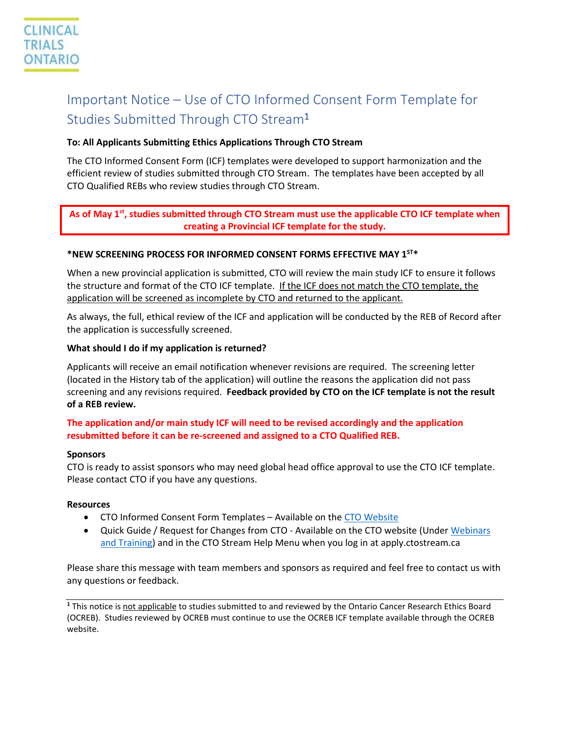CLINICAL TRIALS ONTARIO

# Important Notice – Use of CTO Informed Consent Form Template for Studies Submitted Through CTO Stream[1]

**To: All Applicants Submitting Ethics Applications Through CTO Stream**

The CTO Informed Consent Form (ICF) templates were developed to support harmonization and the efficient review of studies submitted through CTO Stream. The templates have been accepted by all CTO Qualified REBs who review studies through CTO Stream.

**As of May 1st, studies submitted through CTO Stream must use the applicable CTO ICF template when creating a Provincial ICF template for the study.**

**\*NEW SCREENING PROCESS FOR INFORMED CONSENT FORMS EFFECTIVE MAY 1ST\***

When a new provincial application is submitted, CTO will review the main study ICF to ensure it follows the structure and format of the CTO ICF template. <u>If the ICF does not match the CTO template, the application will be screened as incomplete by CTO and returned to the applicant.</u>

As always, the full, ethical review of the ICF and application will be conducted by the REB of Record after the application is successfully screened.

**What should I do if my application is returned?**

Applicants will receive an email notification whenever revisions are required. The screening letter (located in the History tab of the application) will outline the reasons the application did not pass screening and any revisions required. **Feedback provided by CTO on the ICF template is not the result of a REB review.**

**The application and/or main study ICF will need to be revised accordingly and the application resubmitted before it can be re-screened and assigned to a CTO Qualified REB.**

**Sponsors**

CTO is ready to assist sponsors who may need global head office approval to use the CTO ICF template. Please contact CTO if you have any questions.

**Resources**

- CTO Informed Consent Form Templates – Available on the CTO Website
- Quick Guide / Request for Changes from CTO - Available on the CTO website (Under Webinars and Training) and in the CTO Stream Help Menu when you log in at apply.ctostream.ca

Please share this message with team members and sponsors as required and feel free to contact us with any questions or feedback.

---

[1] This notice is <u>not applicable</u> to studies submitted to and reviewed by the Ontario Cancer Research Ethics Board (OCREB). Studies reviewed by OCREB must continue to use the OCREB ICF template available through the OCREB website.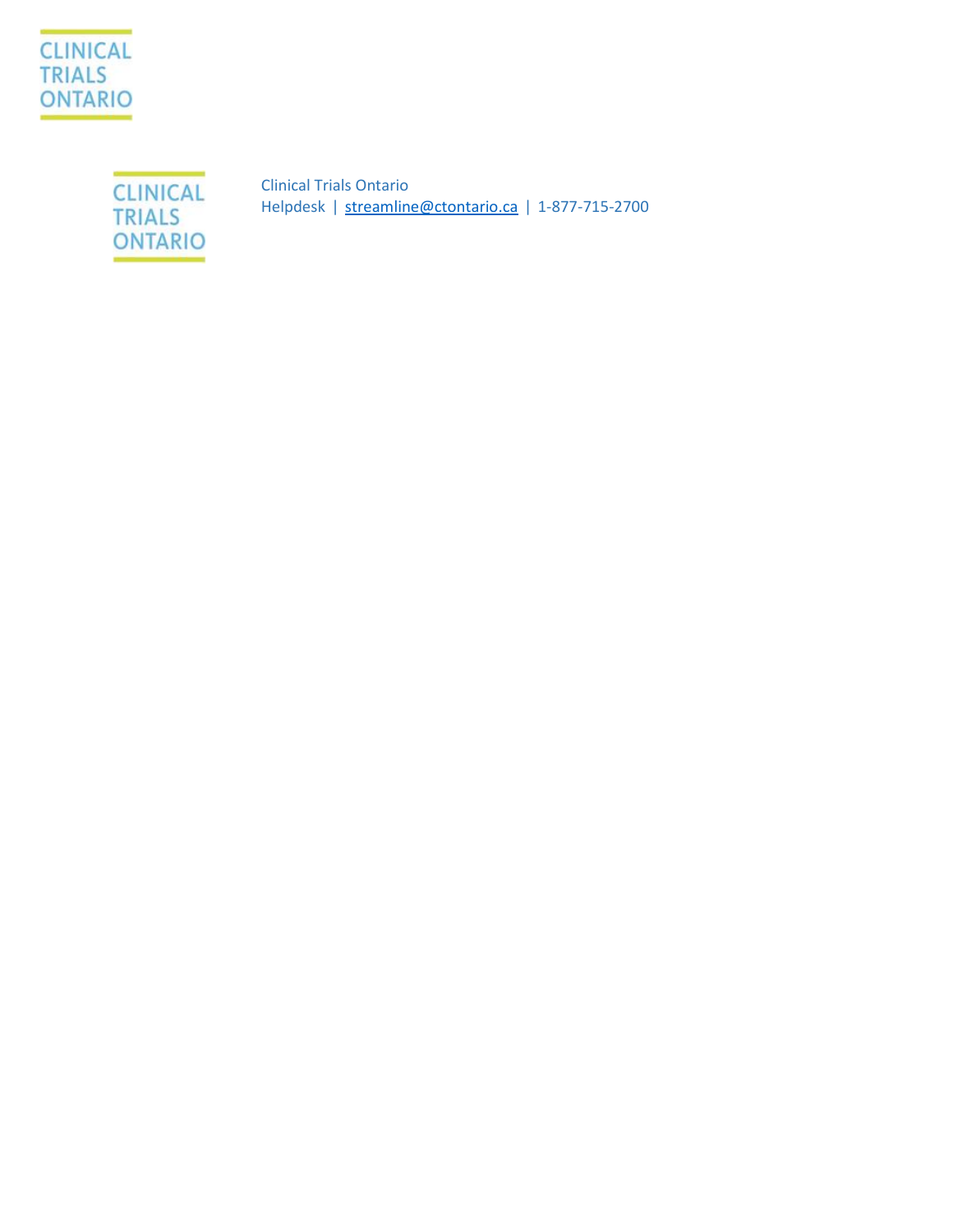Clinical Trials Ontario
Helpdesk | streamline@ctontario.ca | 1-877-715-2700